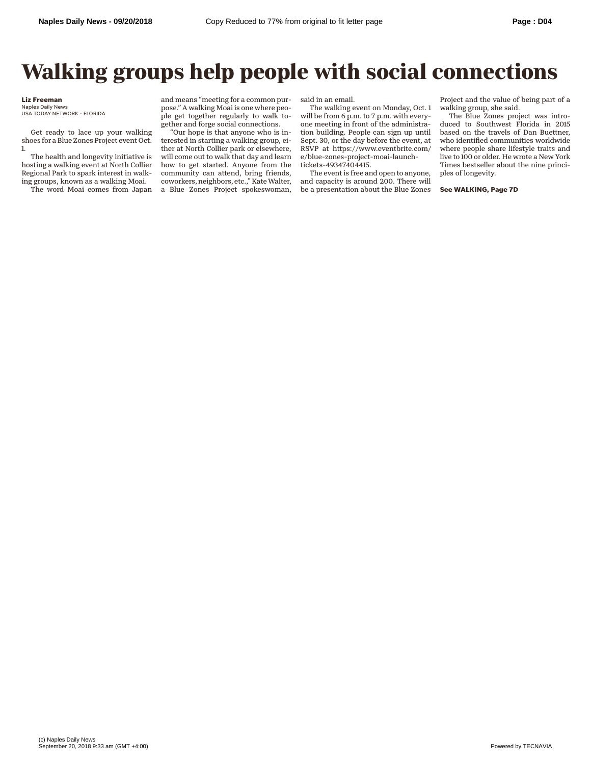# Walking groups help people with social connections

**Liz Freeman**
Naples Daily News
USA TODAY NETWORK - FLORIDA

Get ready to lace up your walking shoes for a Blue Zones Project event Oct. 1.

The health and longevity initiative is hosting a walking event at North Collier Regional Park to spark interest in walking groups, known as a walking Moai.

The word Moai comes from Japan and means "meeting for a common purpose." A walking Moai is one where people get together regularly to walk together and forge social connections.

"Our hope is that anyone who is interested in starting a walking group, either at North Collier park or elsewhere, will come out to walk that day and learn how to get started. Anyone from the community can attend, bring friends, coworkers, neighbors, etc.," Kate Walter, a Blue Zones Project spokeswoman, said in an email.

The walking event on Monday, Oct. 1 will be from 6 p.m. to 7 p.m. with everyone meeting in front of the administration building. People can sign up until Sept. 30, or the day before the event, at RSVP at https://www.eventbrite.com/e/blue-zones-project-moai-launch-tickets-49347404415.

The event is free and open to anyone, and capacity is around 200. There will be a presentation about the Blue Zones Project and the value of being part of a walking group, she said.

The Blue Zones project was introduced to Southwest Florida in 2015 based on the travels of Dan Buettner, who identified communities worldwide where people share lifestyle traits and live to 100 or older. He wrote a New York Times bestseller about the nine principles of longevity.

**See WALKING, Page 7D**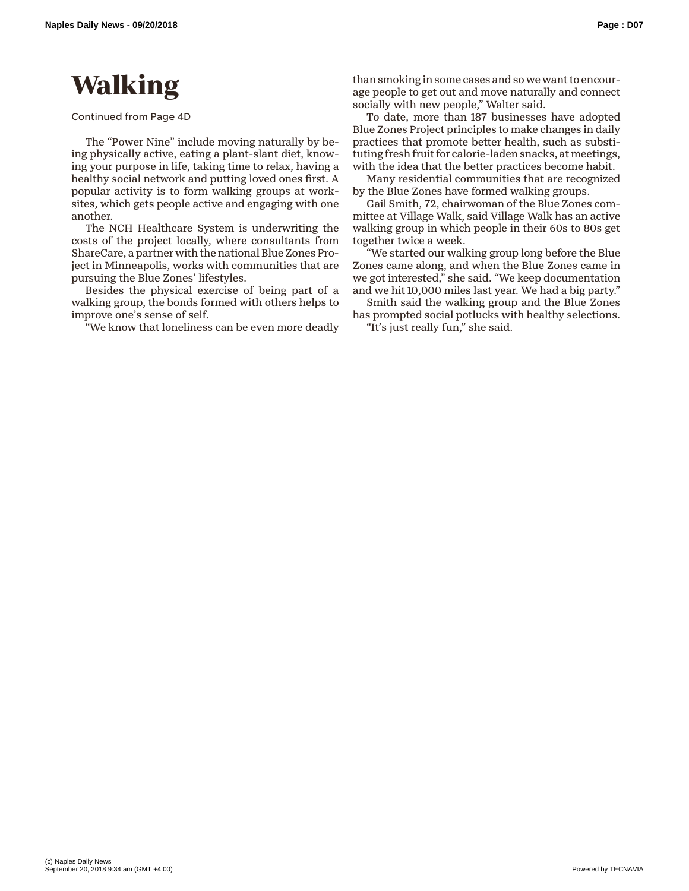# Walking

Continued from Page 4D

The "Power Nine" include moving naturally by being physically active, eating a plant-slant diet, knowing your purpose in life, taking time to relax, having a healthy social network and putting loved ones first. A popular activity is to form walking groups at worksites, which gets people active and engaging with one another.

The NCH Healthcare System is underwriting the costs of the project locally, where consultants from ShareCare, a partner with the national Blue Zones Project in Minneapolis, works with communities that are pursuing the Blue Zones' lifestyles.

Besides the physical exercise of being part of a walking group, the bonds formed with others helps to improve one's sense of self.

"We know that loneliness can be even more deadly than smoking in some cases and so we want to encourage people to get out and move naturally and connect socially with new people," Walter said.

To date, more than 187 businesses have adopted Blue Zones Project principles to make changes in daily practices that promote better health, such as substituting fresh fruit for calorie-laden snacks, at meetings, with the idea that the better practices become habit.

Many residential communities that are recognized by the Blue Zones have formed walking groups.

Gail Smith, 72, chairwoman of the Blue Zones committee at Village Walk, said Village Walk has an active walking group in which people in their 60s to 80s get together twice a week.

"We started our walking group long before the Blue Zones came along, and when the Blue Zones came in we got interested," she said. "We keep documentation and we hit 10,000 miles last year. We had a big party."

Smith said the walking group and the Blue Zones has prompted social potlucks with healthy selections.

"It's just really fun," she said.